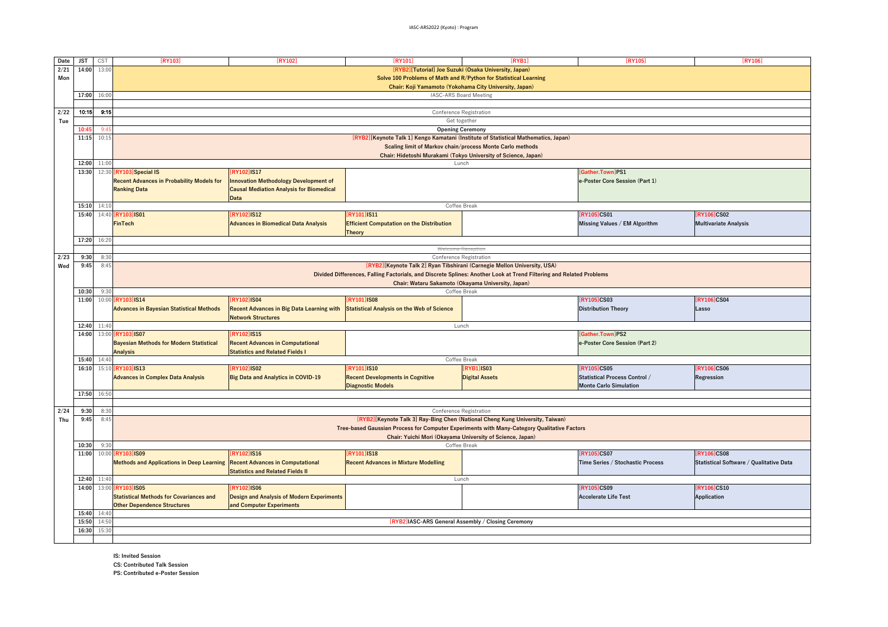# IASC-ARS2022 (Kyoto) : Program

| Date | JST | CST | [RY103] | [RY102] | [RY101] | [RYB1] | [RY105] | [RY106] |
|---|---|---|---|---|---|---|---|---|
| 2/21 Mon | 14:00 | 13:00 | [RYB2][Tutorial] Joe Suzuki (Osaka University, Japan) Solve 100 Problems of Math and R/Python for Statistical Learning Chair: Koji Yamamoto (Yokohama City University, Japan) | | | | | |
| | 17:00 | 16:00 | IASC-ARS Board Meeting | | | | | |
| 2/22 Tue | 10:15 | 9:15 | Conference Registration | | | | | |
| | | | Get together | | | | | |
| | 10:45 | 9:45 | Opening Ceremony | | | | | |
| | 11:15 | 10:15 | [RYB2][Keynote Talk 1] Kengo Kamatani (Institute of Statistical Mathematics, Japan) Scaling limit of Markov chain/process Monte Carlo methods Chair: Hidetoshi Murakami (Tokyo University of Science, Japan) | | | | | |
| | 12:00 | 11:00 | Lunch | | | | | |
| | 13:30 | 12:30 | [RY103]Special IS Recent Advances in Probability Models for Ranking Data | [RY102]IS17 Innovation Methodology Development of Causal Mediation Analysis for Biomedical Data | | | [Gather.Town]PS1 e-Poster Core Session (Part 1) | |
| | 15:10 | 14:10 | Coffee Break | | | | | |
| | 15:40 | 14:40 | [RY103]IS01 FinTech | [RY102]IS12 Advances in Biomedical Data Analysis | [RY101]IS11 Efficient Computation on the Distribution Theory | | [RY105]CS01 Missing Values / EM Algorithm | [RY106]CS02 Multivariate Analysis |
| | 17:20 | 16:20 | | | | | | |
| | | | ~~Welcome Reception~~ | | | | | |
| 2/23 Wed | 9:30 | 8:30 | Conference Registration | | | | | |
| | 9:45 | 8:45 | [RYB2][Keynote Talk 2] Ryan Tibshirani (Carnegie Mellon University, USA) Divided Differences, Falling Factorials, and Discrete Splines: Another Look at Trend Filtering and Related Problems Chair: Wataru Sakamoto (Okayama University, Japan) | | | | | |
| | 10:30 | 9:30 | Coffee Break | | | | | |
| | 11:00 | 10:00 | [RY103]IS14 Advances in Bayesian Statistical Methods | [RY102]IS04 Recent Advances in Big Data Learning with Network Structures | [RY101]IS08 Statistical Analysis on the Web of Science | | [RY105]CS03 Distribution Theory | [RY106]CS04 Lasso |
| | 12:40 | 11:40 | Lunch | | | | | |
| | 14:00 | 13:00 | [RY103]IS07 Bayesian Methods for Modern Statistical Analysis | [RY102]IS15 Recent Advances in Computational Statistics and Related Fields I | | | [Gather.Town]PS2 e-Poster Core Session (Part 2) | |
| | 15:40 | 14:40 | Coffee Break | | | | | |
| | 16:10 | 15:10 | [RY103]IS13 Advances in Complex Data Analysis | [RY102]IS02 Big Data and Analytics in COVID-19 | [RY101]IS10 Recent Developments in Cognitive Diagnostic Models | [RYB1]IS03 Digital Assets | [RY105]CS05 Statistical Process Control / Monte Carlo Simulation | [RY106]CS06 Regression |
| | 17:50 | 16:50 | | | | | | |
| 2/24 Thu | 9:30 | 8:30 | Conference Registration | | | | | |
| | 9:45 | 8:45 | [RYB2][Keynote Talk 3] Ray-Bing Chen (National Cheng Kung University, Taiwan) Tree-based Gaussian Process for Computer Experiments with Many-Category Qualitative Factors Chair: Yuichi Mori (Okayama University of Science, Japan) | | | | | |
| | 10:30 | 9:30 | Coffee Break | | | | | |
| | 11:00 | 10:00 | [RY103]IS09 Methods and Applications in Deep Learning | [RY102]IS16 Recent Advances in Computational Statistics and Related Fields II | [RY101]IS18 Recent Advances in Mixture Modelling | | [RY105]CS07 Time Series / Stochastic Process | [RY106]CS08 Statistical Software / Qualitative Data |
| | 12:40 | 11:40 | Lunch | | | | | |
| | 14:00 | 13:00 | [RY103]IS05 Statistical Methods for Covariances and Other Dependence Structures | [RY102]IS06 Design and Analysis of Modern Experiments and Computer Experiments | | | [RY105]CS09 Accelerate Life Test | [RY106]CS10 Application |
| | 15:40 | 14:40 | | | | | | |
| | 15:50 | 14:50 | [RYB2]IASC-ARS General Assembly / Closing Ceremony | | | | | |
| | 16:30 | 15:30 | | | | | | |

IS: Invited Session

CS: Contributed Talk Session

PS: Contributed e-Poster Session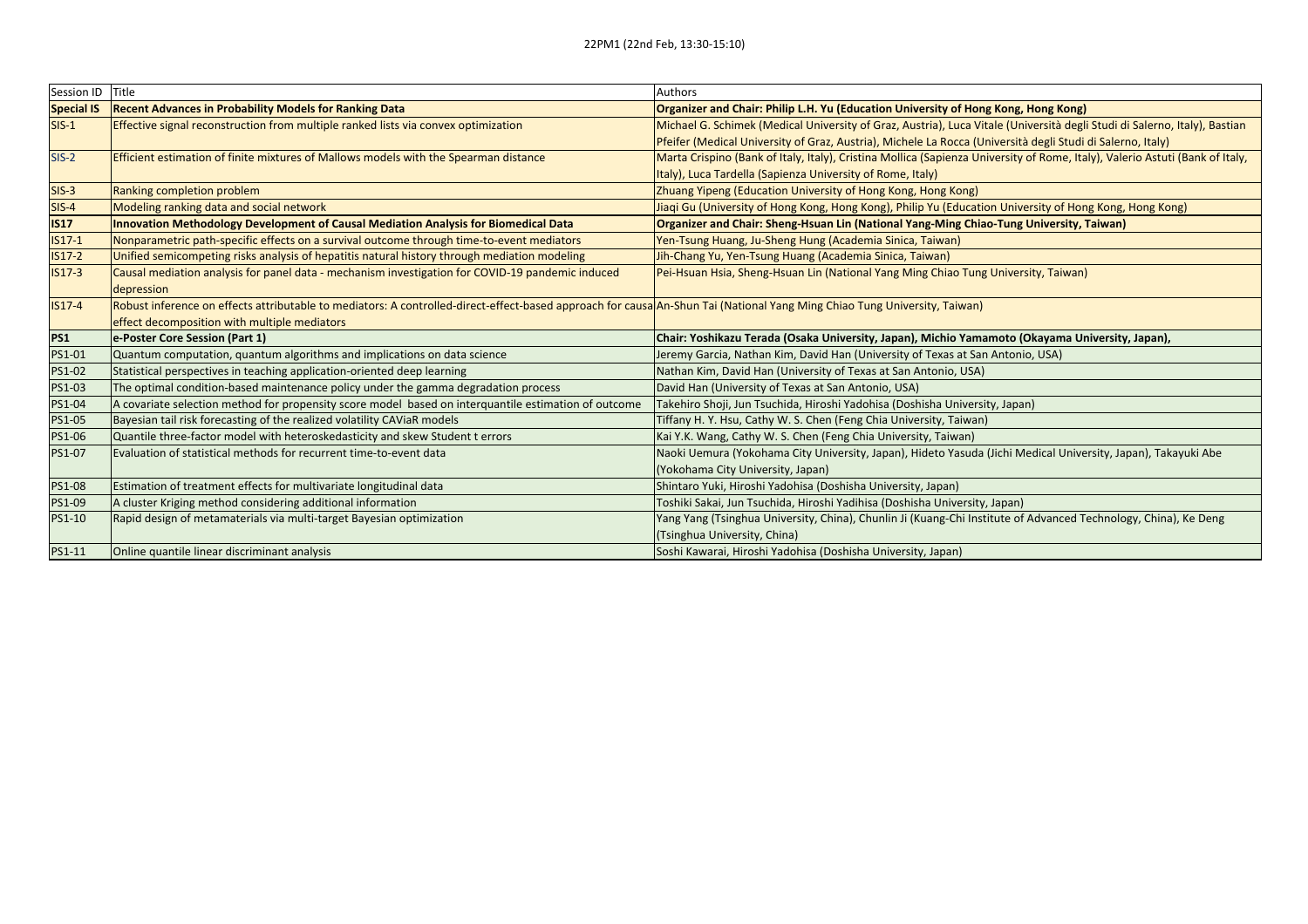22PM1 (22nd Feb, 13:30-15:10)

| Session ID | Title | Authors |
| --- | --- | --- |
| **Special IS** | **Recent Advances in Probability Models for Ranking Data** | **Organizer and Chair: Philip L.H. Yu (Education University of Hong Kong, Hong Kong)** |
| SIS-1 | Effective signal reconstruction from multiple ranked lists via convex optimization | Michael G. Schimek (Medical University of Graz, Austria), Luca Vitale (Università degli Studi di Salerno, Italy), Bastian Pfeifer (Medical University of Graz, Austria), Michele La Rocca (Università degli Studi di Salerno, Italy) |
| SIS-2 | Efficient estimation of finite mixtures of Mallows models with the Spearman distance | Marta Crispino (Bank of Italy, Italy), Cristina Mollica (Sapienza University of Rome, Italy), Valerio Astuti (Bank of Italy, Italy), Luca Tardella (Sapienza University of Rome, Italy) |
| SIS-3 | Ranking completion problem | Zhuang Yipeng (Education University of Hong Kong, Hong Kong) |
| SIS-4 | Modeling ranking data and social network | Jiaqi Gu (University of Hong Kong, Hong Kong), Philip Yu (Education University of Hong Kong, Hong Kong) |
| **IS17** | **Innovation Methodology Development of Causal Mediation Analysis for Biomedical Data** | **Organizer and Chair: Sheng-Hsuan Lin (National Yang-Ming Chiao-Tung University, Taiwan)** |
| IS17-1 | Nonparametric path-specific effects on a survival outcome through time-to-event mediators | Yen-Tsung Huang, Ju-Sheng Hung (Academia Sinica, Taiwan) |
| IS17-2 | Unified semicompeting risks analysis of hepatitis natural history through mediation modeling | Jih-Chang Yu, Yen-Tsung Huang (Academia Sinica, Taiwan) |
| IS17-3 | Causal mediation analysis for panel data - mechanism investigation for COVID-19 pandemic induced depression | Pei-Hsuan Hsia, Sheng-Hsuan Lin (National Yang Ming Chiao Tung University, Taiwan) |
| IS17-4 | Robust inference on effects attributable to mediators: A controlled-direct-effect-based approach for causal effect decomposition with multiple mediators | An-Shun Tai (National Yang Ming Chiao Tung University, Taiwan) |
| **PS1** | **e-Poster Core Session (Part 1)** | **Chair: Yoshikazu Terada (Osaka University, Japan), Michio Yamamoto (Okayama University, Japan),** |
| PS1-01 | Quantum computation, quantum algorithms and implications on data science | Jeremy Garcia, Nathan Kim, David Han (University of Texas at San Antonio, USA) |
| PS1-02 | Statistical perspectives in teaching application-oriented deep learning | Nathan Kim, David Han (University of Texas at San Antonio, USA) |
| PS1-03 | The optimal condition-based maintenance policy under the gamma degradation process | David Han (University of Texas at San Antonio, USA) |
| PS1-04 | A covariate selection method for propensity score model based on interquantile estimation of outcome | Takehiro Shoji, Jun Tsuchida, Hiroshi Yadohisa (Doshisha University, Japan) |
| PS1-05 | Bayesian tail risk forecasting of the realized volatility CAViaR models | Tiffany H. Y. Hsu, Cathy W. S. Chen (Feng Chia University, Taiwan) |
| PS1-06 | Quantile three-factor model with heteroskedasticity and skew Student t errors | Kai Y.K. Wang, Cathy W. S. Chen (Feng Chia University, Taiwan) |
| PS1-07 | Evaluation of statistical methods for recurrent time-to-event data | Naoki Uemura (Yokohama City University, Japan), Hideto Yasuda (Jichi Medical University, Japan), Takayuki Abe (Yokohama City University, Japan) |
| PS1-08 | Estimation of treatment effects for multivariate longitudinal data | Shintaro Yuki, Hiroshi Yadohisa (Doshisha University, Japan) |
| PS1-09 | A cluster Kriging method considering additional information | Toshiki Sakai, Jun Tsuchida, Hiroshi Yadihisa (Doshisha University, Japan) |
| PS1-10 | Rapid design of metamaterials via multi-target Bayesian optimization | Yang Yang (Tsinghua University, China), Chunlin Ji (Kuang-Chi Institute of Advanced Technology, China), Ke Deng (Tsinghua University, China) |
| PS1-11 | Online quantile linear discriminant analysis | Soshi Kawarai, Hiroshi Yadohisa (Doshisha University, Japan) |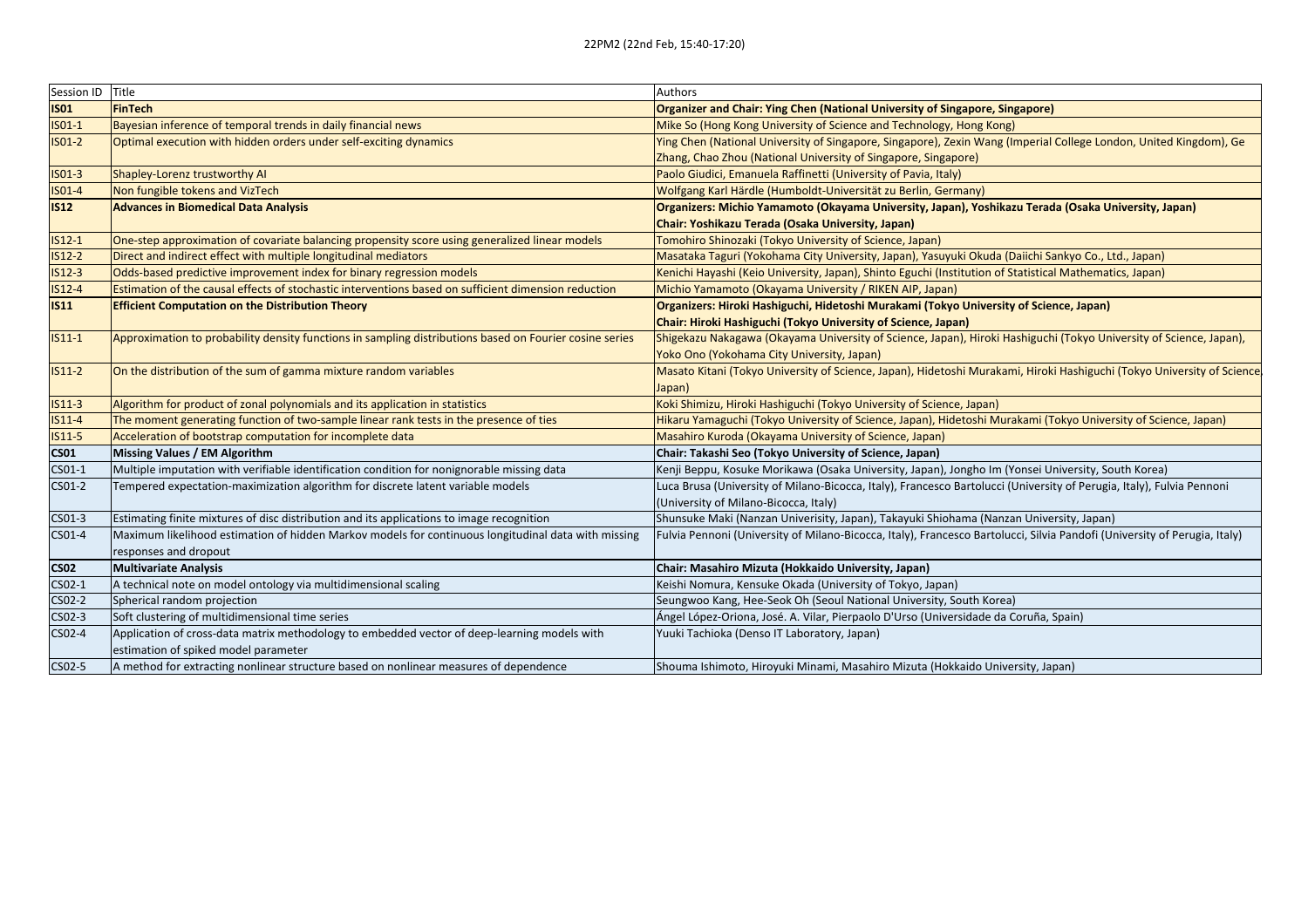22PM2 (22nd Feb, 15:40-17:20)

| Session ID | Title | Authors |
| --- | --- | --- |
| **IS01** | **FinTech** | **Organizer and Chair: Ying Chen (National University of Singapore, Singapore)** |
| IS01-1 | Bayesian inference of temporal trends in daily financial news | Mike So (Hong Kong University of Science and Technology, Hong Kong) |
| IS01-2 | Optimal execution with hidden orders under self-exciting dynamics | Ying Chen (National University of Singapore, Singapore), Zexin Wang (Imperial College London, United Kingdom), Ge Zhang, Chao Zhou (National University of Singapore, Singapore) |
| IS01-3 | Shapley-Lorenz trustworthy AI | Paolo Giudici, Emanuela Raffinetti (University of Pavia, Italy) |
| IS01-4 | Non fungible tokens and VizTech | Wolfgang Karl Härdle (Humboldt-Universität zu Berlin, Germany) |
| **IS12** | **Advances in Biomedical Data Analysis** | **Organizers: Michio Yamamoto (Okayama University, Japan), Yoshikazu Terada (Osaka University, Japan)** **Chair: Yoshikazu Terada (Osaka University, Japan)** |
| IS12-1 | One-step approximation of covariate balancing propensity score using generalized linear models | Tomohiro Shinozaki (Tokyo University of Science, Japan) |
| IS12-2 | Direct and indirect effect with multiple longitudinal mediators | Masataka Taguri (Yokohama City University, Japan), Yasuyuki Okuda (Daiichi Sankyo Co., Ltd., Japan) |
| IS12-3 | Odds-based predictive improvement index for binary regression models | Kenichi Hayashi (Keio University, Japan), Shinto Eguchi (Institution of Statistical Mathematics, Japan) |
| IS12-4 | Estimation of the causal effects of stochastic interventions based on sufficient dimension reduction | Michio Yamamoto (Okayama University / RIKEN AIP, Japan) |
| **IS11** | **Efficient Computation on the Distribution Theory** | **Organizers: Hiroki Hashiguchi, Hidetoshi Murakami (Tokyo University of Science, Japan)** **Chair: Hiroki Hashiguchi (Tokyo University of Science, Japan)** |
| IS11-1 | Approximation to probability density functions in sampling distributions based on Fourier cosine series | Shigekazu Nakagawa (Okayama University of Science, Japan), Hiroki Hashiguchi (Tokyo University of Science, Japan), Yoko Ono (Yokohama City University, Japan) |
| IS11-2 | On the distribution of the sum of gamma mixture random variables | Masato Kitani (Tokyo University of Science, Japan), Hidetoshi Murakami, Hiroki Hashiguchi (Tokyo University of Science, Japan) |
| IS11-3 | Algorithm for product of zonal polynomials and its application in statistics | Koki Shimizu, Hiroki Hashiguchi (Tokyo University of Science, Japan) |
| IS11-4 | The moment generating function of two-sample linear rank tests in the presence of ties | Hikaru Yamaguchi (Tokyo University of Science, Japan), Hidetoshi Murakami (Tokyo University of Science, Japan) |
| IS11-5 | Acceleration of bootstrap computation for incomplete data | Masahiro Kuroda (Okayama University of Science, Japan) |
| **CS01** | **Missing Values / EM Algorithm** | **Chair: Takashi Seo (Tokyo University of Science, Japan)** |
| CS01-1 | Multiple imputation with verifiable identification condition for nonignorable missing data | Kenji Beppu, Kosuke Morikawa (Osaka University, Japan), Jongho Im (Yonsei University, South Korea) |
| CS01-2 | Tempered expectation-maximization algorithm for discrete latent variable models | Luca Brusa (University of Milano-Bicocca, Italy), Francesco Bartolucci (University of Perugia, Italy), Fulvia Pennoni (University of Milano-Bicocca, Italy) |
| CS01-3 | Estimating finite mixtures of disc distribution and its applications to image recognition | Shunsuke Maki (Nanzan Univerisity, Japan), Takayuki Shiohama (Nanzan University, Japan) |
| CS01-4 | Maximum likelihood estimation of hidden Markov models for continuous longitudinal data with missing responses and dropout | Fulvia Pennoni (University of Milano-Bicocca, Italy), Francesco Bartolucci, Silvia Pandofi (University of Perugia, Italy) |
| **CS02** | **Multivariate Analysis** | **Chair: Masahiro Mizuta (Hokkaido University, Japan)** |
| CS02-1 | A technical note on model ontology via multidimensional scaling | Keishi Nomura, Kensuke Okada (University of Tokyo, Japan) |
| CS02-2 | Spherical random projection | Seungwoo Kang, Hee-Seok Oh (Seoul National University, South Korea) |
| CS02-3 | Soft clustering of multidimensional time series | Ángel López-Oriona, José. A. Vilar, Pierpaolo D'Urso (Universidade da Coruña, Spain) |
| CS02-4 | Application of cross-data matrix methodology to embedded vector of deep-learning models with estimation of spiked model parameter | Yuuki Tachioka (Denso IT Laboratory, Japan) |
| CS02-5 | A method for extracting nonlinear structure based on nonlinear measures of dependence | Shouma Ishimoto, Hiroyuki Minami, Masahiro Mizuta (Hokkaido University, Japan) |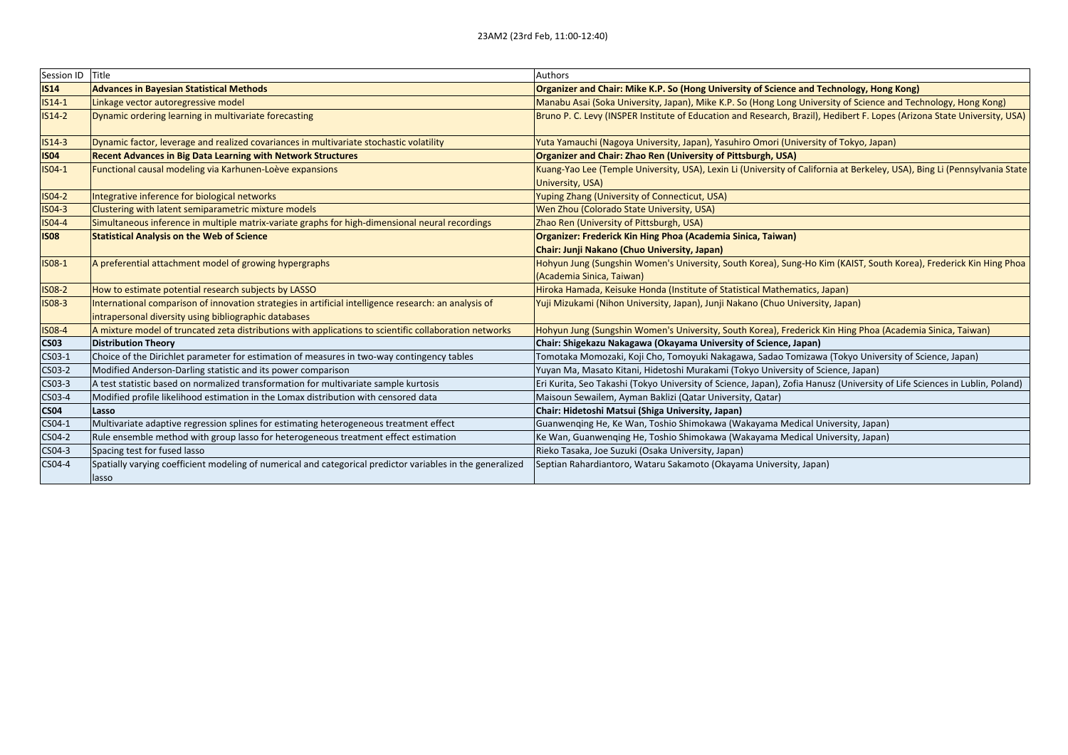23AM2 (23rd Feb, 11:00-12:40)

| Session ID | Title | Authors |
|---|---|---|
| **IS14** | **Advances in Bayesian Statistical Methods** | **Organizer and Chair: Mike K.P. So (Hong University of Science and Technology, Hong Kong)** |
| IS14-1 | Linkage vector autoregressive model | Manabu Asai (Soka University, Japan), Mike K.P. So (Hong Long University of Science and Technology, Hong Kong) |
| IS14-2 | Dynamic ordering learning in multivariate forecasting | Bruno P. C. Levy (INSPER Institute of Education and Research, Brazil), Hedibert F. Lopes (Arizona State University, USA) |
| IS14-3 | Dynamic factor, leverage and realized covariances in multivariate stochastic volatility | Yuta Yamauchi (Nagoya University, Japan), Yasuhiro Omori (University of Tokyo, Japan) |
| **IS04** | **Recent Advances in Big Data Learning with Network Structures** | **Organizer and Chair: Zhao Ren (University of Pittsburgh, USA)** |
| IS04-1 | Functional causal modeling via Karhunen-Loève expansions | Kuang-Yao Lee (Temple University, USA), Lexin Li (University of California at Berkeley, USA), Bing Li (Pennsylvania State University, USA) |
| IS04-2 | Integrative inference for biological networks | Yuping Zhang (University of Connecticut, USA) |
| IS04-3 | Clustering with latent semiparametric mixture models | Wen Zhou (Colorado State University, USA) |
| IS04-4 | Simultaneous inference in multiple matrix-variate graphs for high-dimensional neural recordings | Zhao Ren (University of Pittsburgh, USA) |
| **IS08** | **Statistical Analysis on the Web of Science** | **Organizer: Frederick Kin Hing Phoa (Academia Sinica, Taiwan)<br>Chair: Junji Nakano (Chuo University, Japan)** |
| IS08-1 | A preferential attachment model of growing hypergraphs | Hohyun Jung (Sungshin Women's University, South Korea), Sung-Ho Kim (KAIST, South Korea), Frederick Kin Hing Phoa (Academia Sinica, Taiwan) |
| IS08-2 | How to estimate potential research subjects by LASSO | Hiroka Hamada, Keisuke Honda (Institute of Statistical Mathematics, Japan) |
| IS08-3 | International comparison of innovation strategies in artificial intelligence research: an analysis of intrapersonal diversity using bibliographic databases | Yuji Mizukami (Nihon University, Japan), Junji Nakano (Chuo University, Japan) |
| IS08-4 | A mixture model of truncated zeta distributions with applications to scientific collaboration networks | Hohyun Jung (Sungshin Women's University, South Korea), Frederick Kin Hing Phoa (Academia Sinica, Taiwan) |
| **CS03** | **Distribution Theory** | **Chair: Shigekazu Nakagawa (Okayama University of Science, Japan)** |
| CS03-1 | Choice of the Dirichlet parameter for estimation of measures in two-way contingency tables | Tomotaka Momozaki, Koji Cho, Tomoyuki Nakagawa, Sadao Tomizawa (Tokyo University of Science, Japan) |
| CS03-2 | Modified Anderson-Darling statistic and its power comparison | Yuyan Ma, Masato Kitani, Hidetoshi Murakami (Tokyo University of Science, Japan) |
| CS03-3 | A test statistic based on normalized transformation for multivariate sample kurtosis | Eri Kurita, Seo Takashi (Tokyo University of Science, Japan), Zofia Hanusz (University of Life Sciences in Lublin, Poland) |
| CS03-4 | Modified profile likelihood estimation in the Lomax distribution with censored data | Maisoun Sewailem, Ayman Baklizi (Qatar University, Qatar) |
| **CS04** | **Lasso** | **Chair: Hidetoshi Matsui (Shiga University, Japan)** |
| CS04-1 | Multivariate adaptive regression splines for estimating heterogeneous treatment effect | Guanwenqing He, Ke Wan, Toshio Shimokawa (Wakayama Medical University, Japan) |
| CS04-2 | Rule ensemble method with group lasso for heterogeneous treatment effect estimation | Ke Wan, Guanwenqing He, Toshio Shimokawa (Wakayama Medical University, Japan) |
| CS04-3 | Spacing test for fused lasso | Rieko Tasaka, Joe Suzuki (Osaka University, Japan) |
| CS04-4 | Spatially varying coefficient modeling of numerical and categorical predictor variables in the generalized lasso | Septian Rahardiantoro, Wataru Sakamoto (Okayama University, Japan) |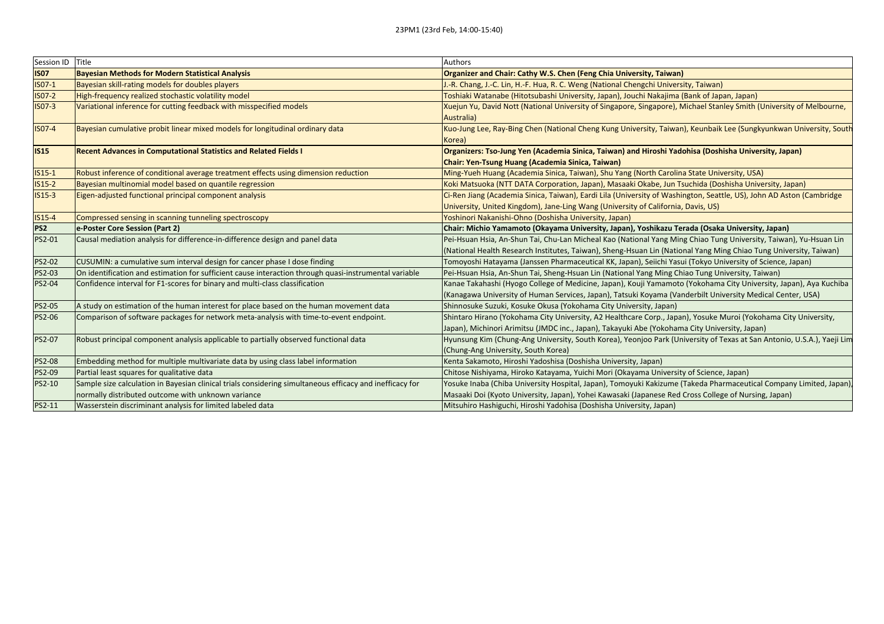23PM1 (23rd Feb, 14:00-15:40)

| Session ID | Title | Authors |
|---|---|---|
| **IS07** | **Bayesian Methods for Modern Statistical Analysis** | **Organizer and Chair: Cathy W.S. Chen (Feng Chia University, Taiwan)** |
| IS07-1 | Bayesian skill-rating models for doubles players | J.-R. Chang, J.-C. Lin, H.-F. Hua, R. C. Weng (National Chengchi University, Taiwan) |
| IS07-2 | High-frequency realized stochastic volatility model | Toshiaki Watanabe (Hitotsubashi University, Japan), Jouchi Nakajima (Bank of Japan, Japan) |
| IS07-3 | Variational inference for cutting feedback with misspecified models | Xuejun Yu, David Nott (National University of Singapore, Singapore), Michael Stanley Smith (University of Melbourne, Australia) |
| IS07-4 | Bayesian cumulative probit linear mixed models for longitudinal ordinary data | Kuo-Jung Lee, Ray-Bing Chen (National Cheng Kung University, Taiwan), Keunbaik Lee (Sungkyunkwan University, South Korea) |
| **IS15** | **Recent Advances in Computational Statistics and Related Fields I** | **Organizers: Tso-Jung Yen (Academia Sinica, Taiwan) and Hiroshi Yadohisa (Doshisha University, Japan) Chair: Yen-Tsung Huang (Academia Sinica, Taiwan)** |
| IS15-1 | Robust inference of conditional average treatment effects using dimension reduction | Ming-Yueh Huang (Academia Sinica, Taiwan), Shu Yang (North Carolina State University, USA) |
| IS15-2 | Bayesian multinomial model based on quantile regression | Koki Matsuoka (NTT DATA Corporation, Japan), Masaaki Okabe, Jun Tsuchida (Doshisha University, Japan) |
| IS15-3 | Eigen-adjusted functional principal component analysis | Ci-Ren Jiang (Academia Sinica, Taiwan), Eardi Lila (University of Washington, Seattle, US), John AD Aston (Cambridge University, United Kingdom), Jane-Ling Wang (University of California, Davis, US) |
| IS15-4 | Compressed sensing in scanning tunneling spectroscopy | Yoshinori Nakanishi-Ohno (Doshisha University, Japan) |
| **PS2** | **e-Poster Core Session (Part 2)** | **Chair: Michio Yamamoto (Okayama University, Japan), Yoshikazu Terada (Osaka University, Japan)** |
| PS2-01 | Causal mediation analysis for difference-in-difference design and panel data | Pei-Hsuan Hsia, An-Shun Tai, Chu-Lan Micheal Kao (National Yang Ming Chiao Tung University, Taiwan), Yu-Hsuan Lin (National Health Research Institutes, Taiwan), Sheng-Hsuan Lin (National Yang Ming Chiao Tung University, Taiwan) |
| PS2-02 | CUSUMIN: a cumulative sum interval design for cancer phase I dose finding | Tomoyoshi Hatayama (Janssen Pharmaceutical KK, Japan), Seiichi Yasui (Tokyo University of Science, Japan) |
| PS2-03 | On identification and estimation for sufficient cause interaction through quasi-instrumental variable | Pei-Hsuan Hsia, An-Shun Tai, Sheng-Hsuan Lin (National Yang Ming Chiao Tung University, Taiwan) |
| PS2-04 | Confidence interval for F1-scores for binary and multi-class classification | Kanae Takahashi (Hyogo College of Medicine, Japan), Kouji Yamamoto (Yokohama City University, Japan), Aya Kuchiba (Kanagawa University of Human Services, Japan), Tatsuki Koyama (Vanderbilt University Medical Center, USA) |
| PS2-05 | A study on estimation of the human interest for place based on the human movement data | Shinnosuke Suzuki, Kosuke Okusa (Yokohama City University, Japan) |
| PS2-06 | Comparison of software packages for network meta-analysis with time-to-event endpoint. | Shintaro Hirano (Yokohama City University, A2 Healthcare Corp., Japan), Yosuke Muroi (Yokohama City University, Japan), Michinori Arimitsu (JMDC inc., Japan), Takayuki Abe (Yokohama City University, Japan) |
| PS2-07 | Robust principal component analysis applicable to partially observed functional data | Hyunsung Kim (Chung-Ang University, South Korea), Yeonjoo Park (University of Texas at San Antonio, U.S.A.), Yaeji Lim (Chung-Ang University, South Korea) |
| PS2-08 | Embedding method for multiple multivariate data by using class label information | Kenta Sakamoto, Hiroshi Yadoshisa (Doshisha University, Japan) |
| PS2-09 | Partial least squares for qualitative data | Chitose Nishiyama, Hiroko Katayama, Yuichi Mori (Okayama University of Science, Japan) |
| PS2-10 | Sample size calculation in Bayesian clinical trials considering simultaneous efficacy and inefficacy for normally distributed outcome with unknown variance | Yosuke Inaba (Chiba University Hospital, Japan), Tomoyuki Kakizume (Takeda Pharmaceutical Company Limited, Japan), Masaaki Doi (Kyoto University, Japan), Yohei Kawasaki (Japanese Red Cross College of Nursing, Japan) |
| PS2-11 | Wasserstein discriminant analysis for limited labeled data | Mitsuhiro Hashiguchi, Hiroshi Yadohisa (Doshisha University, Japan) |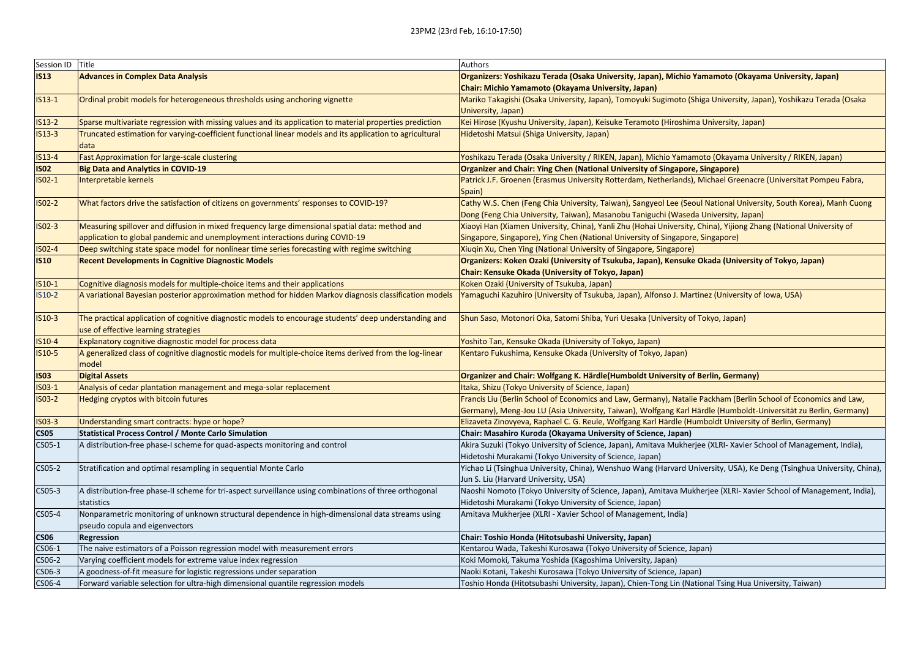23PM2 (23rd Feb, 16:10-17:50)

| Session ID | Title | Authors |
| --- | --- | --- |
| **IS13** | **Advances in Complex Data Analysis** | **Organizers: Yoshikazu Terada (Osaka University, Japan), Michio Yamamoto (Okayama University, Japan)** **Chair: Michio Yamamoto (Okayama University, Japan)** |
| IS13-1 | Ordinal probit models for heterogeneous thresholds using anchoring vignette | Mariko Takagishi (Osaka University, Japan), Tomoyuki Sugimoto (Shiga University, Japan), Yoshikazu Terada (Osaka University, Japan) |
| IS13-2 | Sparse multivariate regression with missing values and its application to material properties prediction | Kei Hirose (Kyushu University, Japan), Keisuke Teramoto (Hiroshima University, Japan) |
| IS13-3 | Truncated estimation for varying-coefficient functional linear models and its application to agricultural data | Hidetoshi Matsui (Shiga University, Japan) |
| IS13-4 | Fast Approximation for large-scale clustering | Yoshikazu Terada (Osaka University / RIKEN, Japan), Michio Yamamoto (Okayama University / RIKEN, Japan) |
| **IS02** | **Big Data and Analytics in COVID-19** | **Organizer and Chair: Ying Chen (National University of Singapore, Singapore)** |
| IS02-1 | Interpretable kernels | Patrick J.F. Groenen (Erasmus University Rotterdam, Netherlands), Michael Greenacre (Universitat Pompeu Fabra, Spain) |
| IS02-2 | What factors drive the satisfaction of citizens on governments' responses to COVID-19? | Cathy W.S. Chen (Feng Chia University, Taiwan), Sangyeol Lee (Seoul National University, South Korea), Manh Cuong Dong (Feng Chia University, Taiwan), Masanobu Taniguchi (Waseda University, Japan) |
| IS02-3 | Measuring spillover and diffusion in mixed frequency large dimensional spatial data: method and application to global pandemic and unemployment interactions during COVID-19 | Xiaoyi Han (Xiamen University, China), Yanli Zhu (Hohai University, China), Yijiong Zhang (National University of Singapore, Singapore), Ying Chen (National University of Singapore, Singapore) |
| IS02-4 | Deep switching state space model for nonlinear time series forecasting with regime switching | Xiuqin Xu, Chen Ying (National University of Singapore, Singapore) |
| **IS10** | **Recent Developments in Cognitive Diagnostic Models** | **Organizers: Koken Ozaki (University of Tsukuba, Japan), Kensuke Okada (University of Tokyo, Japan)** **Chair: Kensuke Okada (University of Tokyo, Japan)** |
| IS10-1 | Cognitive diagnosis models for multiple-choice items and their applications | Koken Ozaki (University of Tsukuba, Japan) |
| IS10-2 | A variational Bayesian posterior approximation method for hidden Markov diagnosis classification models | Yamaguchi Kazuhiro (University of Tsukuba, Japan), Alfonso J. Martinez (University of Iowa, USA) |
| IS10-3 | The practical application of cognitive diagnostic models to encourage students' deep understanding and use of effective learning strategies | Shun Saso, Motonori Oka, Satomi Shiba, Yuri Uesaka (University of Tokyo, Japan) |
| IS10-4 | Explanatory cognitive diagnostic model for process data | Yoshito Tan, Kensuke Okada (University of Tokyo, Japan) |
| IS10-5 | A generalized class of cognitive diagnostic models for multiple-choice items derived from the log-linear model | Kentaro Fukushima, Kensuke Okada (University of Tokyo, Japan) |
| **IS03** | **Digital Assets** | **Organizer and Chair: Wolfgang K. Härdle(Humboldt University of Berlin, Germany)** |
| IS03-1 | Analysis of cedar plantation management and mega-solar replacement | Itaka, Shizu (Tokyo University of Science, Japan) |
| IS03-2 | Hedging cryptos with bitcoin futures | Francis Liu (Berlin School of Economics and Law, Germany), Natalie Packham (Berlin School of Economics and Law, Germany), Meng-Jou LU (Asia University, Taiwan), Wolfgang Karl Härdle (Humboldt-Universität zu Berlin, Germany) |
| IS03-3 | Understanding smart contracts: hype or hope? | Elizaveta Zinovyeva, Raphael C. G. Reule, Wolfgang Karl Härdle (Humboldt University of Berlin, Germany) |
| **CS05** | **Statistical Process Control / Monte Carlo Simulation** | **Chair: Masahiro Kuroda (Okayama University of Science, Japan)** |
| CS05-1 | A distribution-free phase-I scheme for quad-aspects monitoring and control | Akira Suzuki (Tokyo University of Science, Japan), Amitava Mukherjee (XLRI- Xavier School of Management, India), Hidetoshi Murakami (Tokyo University of Science, Japan) |
| CS05-2 | Stratification and optimal resampling in sequential Monte Carlo | Yichao Li (Tsinghua University, China), Wenshuo Wang (Harvard University, USA), Ke Deng (Tsinghua University, China), Jun S. Liu (Harvard University, USA) |
| CS05-3 | A distribution-free phase-II scheme for tri-aspect surveillance using combinations of three orthogonal statistics | Naoshi Nomoto (Tokyo University of Science, Japan), Amitava Mukherjee (XLRI- Xavier School of Management, India), Hidetoshi Murakami (Tokyo University of Science, Japan) |
| CS05-4 | Nonparametric monitoring of unknown structural dependence in high-dimensional data streams using pseudo copula and eigenvectors | Amitava Mukherjee (XLRI - Xavier School of Management, India) |
| **CS06** | **Regression** | **Chair: Toshio Honda (Hitotsubashi University, Japan)** |
| CS06-1 | The naïve estimators of a Poisson regression model with measurement errors | Kentarou Wada, Takeshi Kurosawa (Tokyo University of Science, Japan) |
| CS06-2 | Varying coefficient models for extreme value index regression | Koki Momoki, Takuma Yoshida (Kagoshima University, Japan) |
| CS06-3 | A goodness-of-fit measure for logistic regressions under separation | Naoki Kotani, Takeshi Kurosawa (Tokyo University of Science, Japan) |
| CS06-4 | Forward variable selection for ultra-high dimensional quantile regression models | Toshio Honda (Hitotsubashi University, Japan), Chien-Tong Lin (National Tsing Hua University, Taiwan) |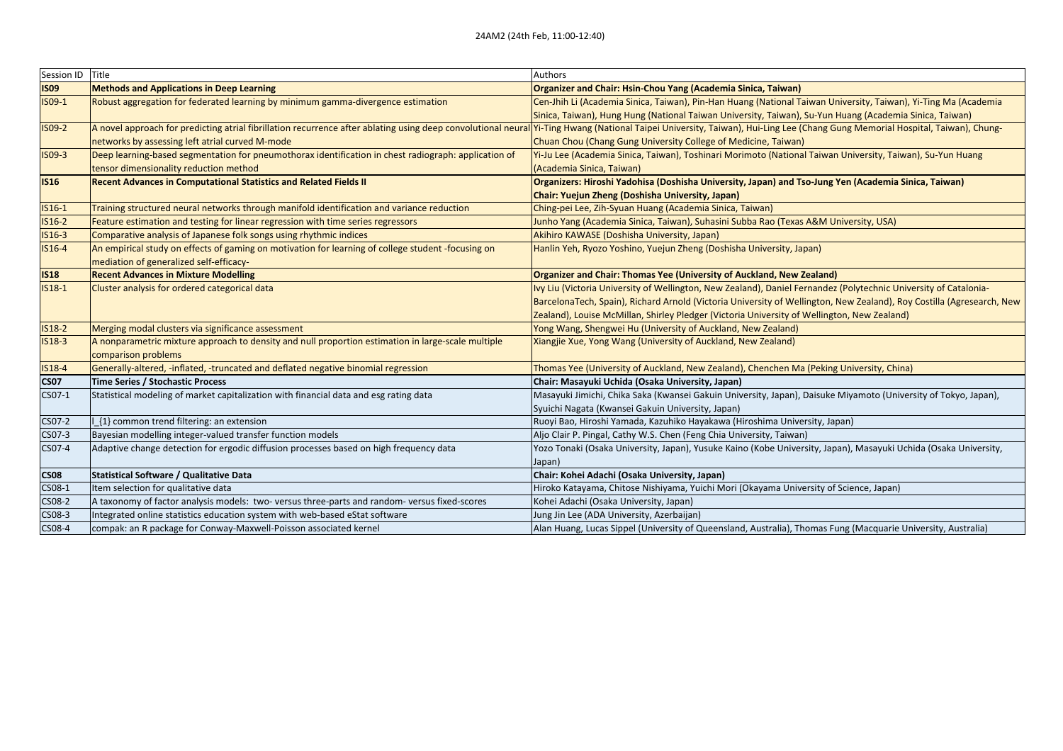24AM2 (24th Feb, 11:00-12:40)

| Session ID | Title | Authors |
|---|---|---|
| **IS09** | **Methods and Applications in Deep Learning** | **Organizer and Chair: Hsin-Chou Yang (Academia Sinica, Taiwan)** |
| IS09-1 | Robust aggregation for federated learning by minimum gamma-divergence estimation | Cen-Jhih Li (Academia Sinica, Taiwan), Pin-Han Huang (National Taiwan University, Taiwan), Yi-Ting Ma (Academia Sinica, Taiwan), Hung Hung (National Taiwan University, Taiwan), Su-Yun Huang (Academia Sinica, Taiwan) |
| IS09-2 | A novel approach for predicting atrial fibrillation recurrence after ablating using deep convolutional neural networks by assessing left atrial curved M-mode | Yi-Ting Hwang (National Taipei University, Taiwan), Hui-Ling Lee (Chang Gung Memorial Hospital, Taiwan), Chung-Chuan Chou (Chang Gung University College of Medicine, Taiwan) |
| IS09-3 | Deep learning-based segmentation for pneumothorax identification in chest radiograph: application of tensor dimensionality reduction method | Yi-Ju Lee (Academia Sinica, Taiwan), Toshinari Morimoto (National Taiwan University, Taiwan), Su-Yun Huang (Academia Sinica, Taiwan) |
| **IS16** | **Recent Advances in Computational Statistics and Related Fields II** | **Organizers: Hiroshi Yadohisa (Doshisha University, Japan) and Tso-Jung Yen (Academia Sinica, Taiwan)**<br>**Chair: Yuejun Zheng (Doshisha University, Japan)** |
| IS16-1 | Training structured neural networks through manifold identification and variance reduction | Ching-pei Lee, Zih-Syuan Huang (Academia Sinica, Taiwan) |
| IS16-2 | Feature estimation and testing for linear regression with time series regressors | Junho Yang (Academia Sinica, Taiwan), Suhasini Subba Rao (Texas A&M University, USA) |
| IS16-3 | Comparative analysis of Japanese folk songs using rhythmic indices | Akihiro KAWASE (Doshisha University, Japan) |
| IS16-4 | An empirical study on effects of gaming on motivation for learning of college student -focusing on mediation of generalized self-efficacy- | Hanlin Yeh, Ryozo Yoshino, Yuejun Zheng (Doshisha University, Japan) |
| **IS18** | **Recent Advances in Mixture Modelling** | **Organizer and Chair: Thomas Yee (University of Auckland, New Zealand)** |
| IS18-1 | Cluster analysis for ordered categorical data | Ivy Liu (Victoria University of Wellington, New Zealand), Daniel Fernandez (Polytechnic University of Catalonia-BarcelonaTech, Spain), Richard Arnold (Victoria University of Wellington, New Zealand), Roy Costilla (Agresearch, New Zealand), Louise McMillan, Shirley Pledger (Victoria University of Wellington, New Zealand) |
| IS18-2 | Merging modal clusters via significance assessment | Yong Wang, Shengwei Hu (University of Auckland, New Zealand) |
| IS18-3 | A nonparametric mixture approach to density and null proportion estimation in large-scale multiple comparison problems | Xiangjie Xue, Yong Wang (University of Auckland, New Zealand) |
| IS18-4 | Generally-altered, -inflated, -truncated and deflated negative binomial regression | Thomas Yee (University of Auckland, New Zealand), Chenchen Ma (Peking University, China) |
| **CS07** | **Time Series / Stochastic Process** | **Chair: Masayuki Uchida (Osaka University, Japan)** |
| CS07-1 | Statistical modeling of market capitalization with financial data and esg rating data | Masayuki Jimichi, Chika Saka (Kwansei Gakuin University, Japan), Daisuke Miyamoto (University of Tokyo, Japan), Syuichi Nagata (Kwansei Gakuin University, Japan) |
| CS07-2 | $l_{1}$ common trend filtering: an extension | Ruoyi Bao, Hiroshi Yamada, Kazuhiko Hayakawa (Hiroshima University, Japan) |
| CS07-3 | Bayesian modelling integer-valued transfer function models | Aljo Clair P. Pingal, Cathy W.S. Chen (Feng Chia University, Taiwan) |
| CS07-4 | Adaptive change detection for ergodic diffusion processes based on high frequency data | Yozo Tonaki (Osaka University, Japan), Yusuke Kaino (Kobe University, Japan), Masayuki Uchida (Osaka University, Japan) |
| **CS08** | **Statistical Software / Qualitative Data** | **Chair: Kohei Adachi (Osaka University, Japan)** |
| CS08-1 | Item selection for qualitative data | Hiroko Katayama, Chitose Nishiyama, Yuichi Mori (Okayama University of Science, Japan) |
| CS08-2 | A taxonomy of factor analysis models: two- versus three-parts and random- versus fixed-scores | Kohei Adachi (Osaka University, Japan) |
| CS08-3 | Integrated online statistics education system with web-based eStat software | Jung Jin Lee (ADA University, Azerbaijan) |
| CS08-4 | compak: an R package for Conway-Maxwell-Poisson associated kernel | Alan Huang, Lucas Sippel (University of Queensland, Australia), Thomas Fung (Macquarie University, Australia) |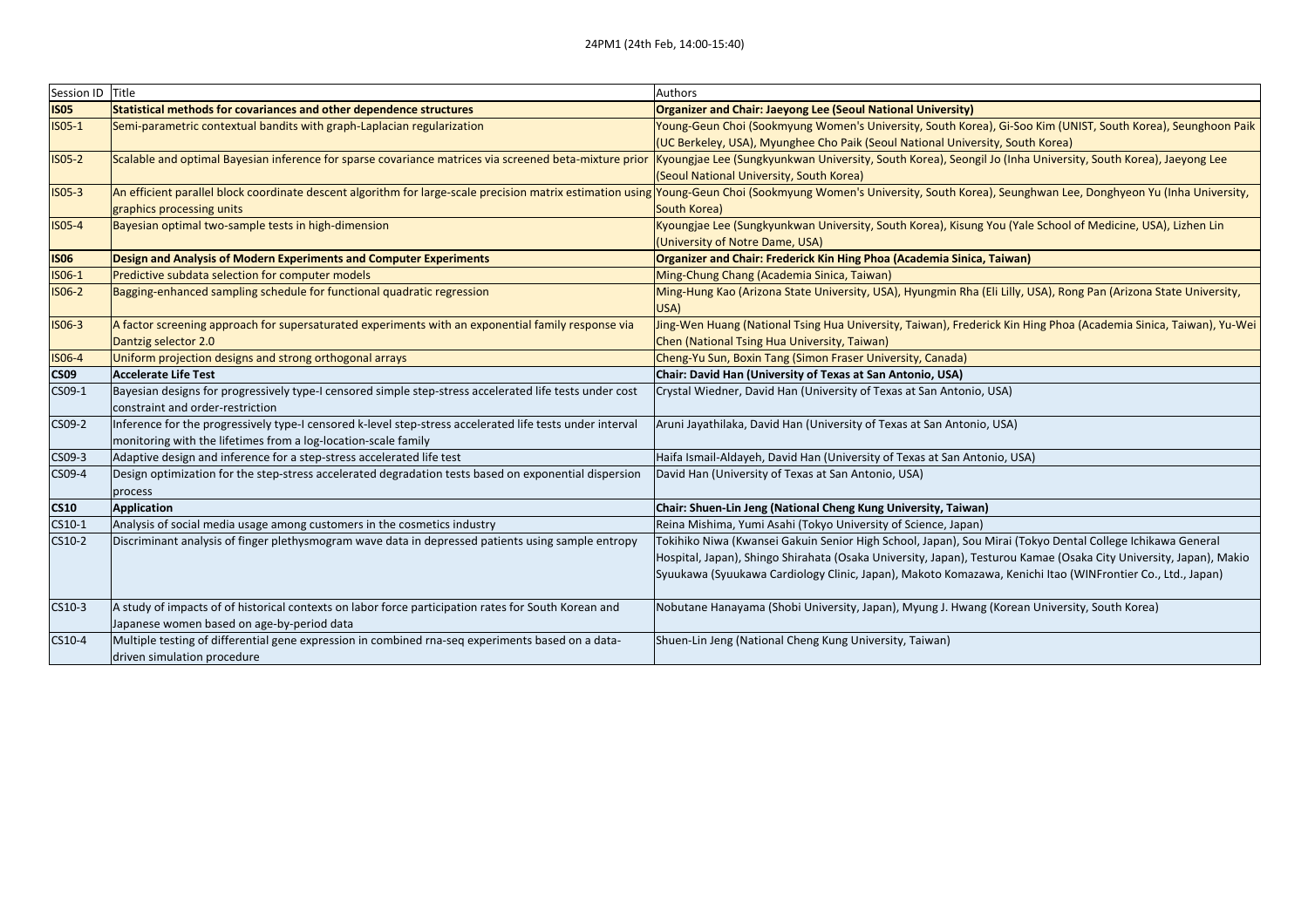24PM1 (24th Feb, 14:00-15:40)

| Session ID | Title | Authors |
|---|---|---|
| **IS05** | **Statistical methods for covariances and other dependence structures** | **Organizer and Chair: Jaeyong Lee (Seoul National University)** |
| IS05-1 | Semi-parametric contextual bandits with graph-Laplacian regularization | Young-Geun Choi (Sookmyung Women's University, South Korea), Gi-Soo Kim (UNIST, South Korea), Seunghoon Paik (UC Berkeley, USA), Myunghee Cho Paik (Seoul National University, South Korea) |
| IS05-2 | Scalable and optimal Bayesian inference for sparse covariance matrices via screened beta-mixture prior | Kyoungjae Lee (Sungkyunkwan University, South Korea), Seongil Jo (Inha University, South Korea), Jaeyong Lee (Seoul National University, South Korea) |
| IS05-3 | An efficient parallel block coordinate descent algorithm for large-scale precision matrix estimation using graphics processing units | Young-Geun Choi (Sookmyung Women's University, South Korea), Seunghwan Lee, Donghyeon Yu (Inha University, South Korea) |
| IS05-4 | Bayesian optimal two-sample tests in high-dimension | Kyoungjae Lee (Sungkyunkwan University, South Korea), Kisung You (Yale School of Medicine, USA), Lizhen Lin (University of Notre Dame, USA) |
| **IS06** | **Design and Analysis of Modern Experiments and Computer Experiments** | **Organizer and Chair: Frederick Kin Hing Phoa (Academia Sinica, Taiwan)** |
| IS06-1 | Predictive subdata selection for computer models | Ming-Chung Chang (Academia Sinica, Taiwan) |
| IS06-2 | Bagging-enhanced sampling schedule for functional quadratic regression | Ming-Hung Kao (Arizona State University, USA), Hyungmin Rha (Eli Lilly, USA), Rong Pan (Arizona State University, USA) |
| IS06-3 | A factor screening approach for supersaturated experiments with an exponential family response via Dantzig selector 2.0 | Jing-Wen Huang (National Tsing Hua University, Taiwan), Frederick Kin Hing Phoa (Academia Sinica, Taiwan), Yu-Wei Chen (National Tsing Hua University, Taiwan) |
| IS06-4 | Uniform projection designs and strong orthogonal arrays | Cheng-Yu Sun, Boxin Tang (Simon Fraser University, Canada) |
| **CS09** | **Accelerate Life Test** | **Chair: David Han (University of Texas at San Antonio, USA)** |
| CS09-1 | Bayesian designs for progressively type-I censored simple step-stress accelerated life tests under cost constraint and order-restriction | Crystal Wiedner, David Han (University of Texas at San Antonio, USA) |
| CS09-2 | Inference for the progressively type-I censored k-level step-stress accelerated life tests under interval monitoring with the lifetimes from a log-location-scale family | Aruni Jayathilaka, David Han (University of Texas at San Antonio, USA) |
| CS09-3 | Adaptive design and inference for a step-stress accelerated life test | Haifa Ismail-Aldayeh, David Han (University of Texas at San Antonio, USA) |
| CS09-4 | Design optimization for the step-stress accelerated degradation tests based on exponential dispersion process | David Han (University of Texas at San Antonio, USA) |
| **CS10** | **Application** | **Chair: Shuen-Lin Jeng (National Cheng Kung University, Taiwan)** |
| CS10-1 | Analysis of social media usage among customers in the cosmetics industry | Reina Mishima, Yumi Asahi (Tokyo University of Science, Japan) |
| CS10-2 | Discriminant analysis of finger plethysmogram wave data in depressed patients using sample entropy | Tokihiko Niwa (Kwansei Gakuin Senior High School, Japan), Sou Mirai (Tokyo Dental College Ichikawa General Hospital, Japan), Shingo Shirahata (Osaka University, Japan), Testurou Kamae (Osaka City University, Japan), Makio Syuukawa (Syuukawa Cardiology Clinic, Japan), Makoto Komazawa, Kenichi Itao (WINFrontier Co., Ltd., Japan) |
| CS10-3 | A study of impacts of of historical contexts on labor force participation rates for South Korean and Japanese women based on age-by-period data | Nobutane Hanayama (Shobi University, Japan), Myung J. Hwang (Korean University, South Korea) |
| CS10-4 | Multiple testing of differential gene expression in combined rna-seq experiments based on a data-driven simulation procedure | Shuen-Lin Jeng (National Cheng Kung University, Taiwan) |